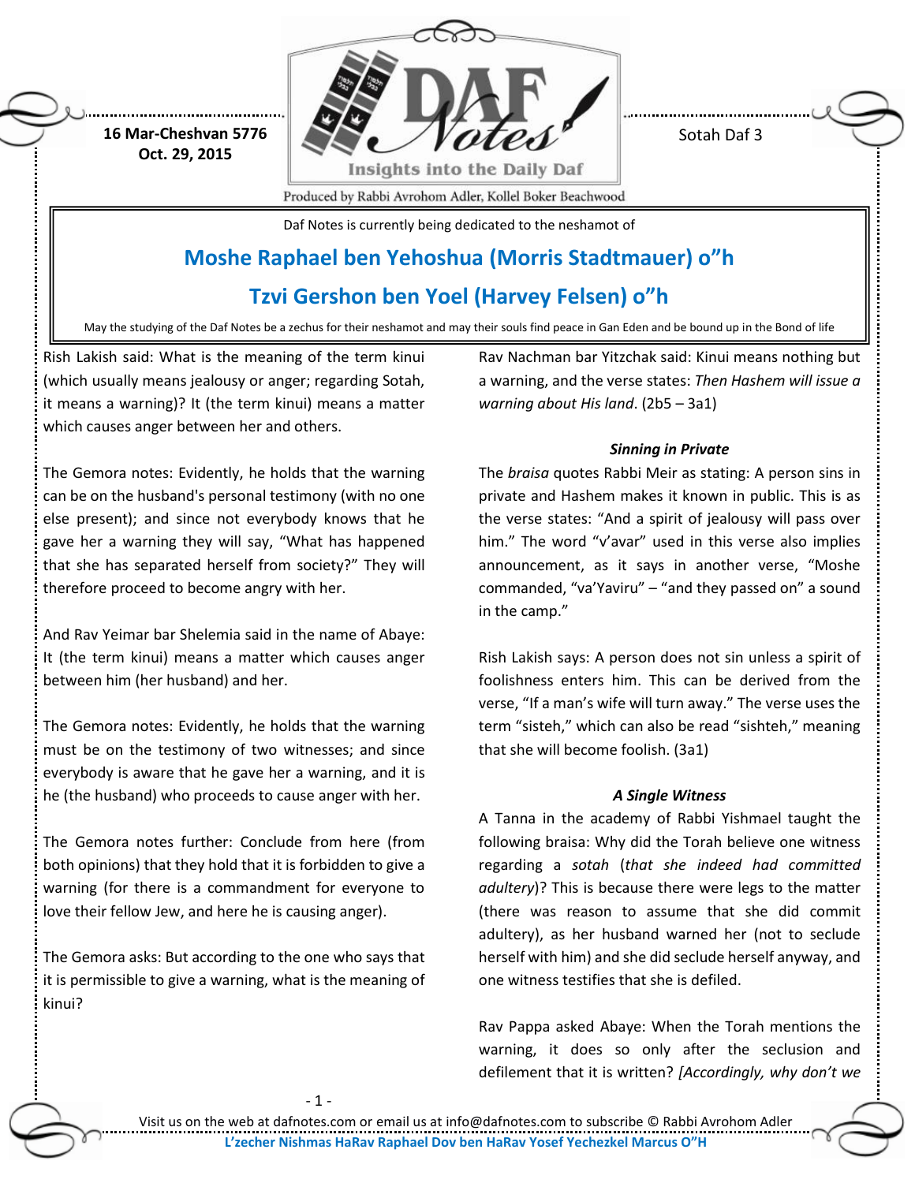16 Mar-Cheshvan 5776
Oct. 29, 2015

Sotah Daf 3

Daf Notes is currently being dedicated to the neshamot of

## Moshe Raphael ben Yehoshua (Morris Stadtmauer) o"h

## Tzvi Gershon ben Yoel (Harvey Felsen) o"h

May the studying of the Daf Notes be a zechus for their neshamot and may their souls find peace in Gan Eden and be bound up in the Bond of life

Rish Lakish said: What is the meaning of the term kinui (which usually means jealousy or anger; regarding Sotah, it means a warning)? It (the term kinui) means a matter which causes anger between her and others.

The Gemora notes: Evidently, he holds that the warning can be on the husband's personal testimony (with no one else present); and since not everybody knows that he gave her a warning they will say, "What has happened that she has separated herself from society?" They will therefore proceed to become angry with her.

And Rav Yeimar bar Shelemia said in the name of Abaye: It (the term kinui) means a matter which causes anger between him (her husband) and her.

The Gemora notes: Evidently, he holds that the warning must be on the testimony of two witnesses; and since everybody is aware that he gave her a warning, and it is he (the husband) who proceeds to cause anger with her.

The Gemora notes further: Conclude from here (from both opinions) that they hold that it is forbidden to give a warning (for there is a commandment for everyone to love their fellow Jew, and here he is causing anger).

The Gemora asks: But according to the one who says that it is permissible to give a warning, what is the meaning of kinui?

Rav Nachman bar Yitzchak said: Kinui means nothing but a warning, and the verse states: *Then Hashem will issue a warning about His land*. (2b5 – 3a1)

### *Sinning in Private*

The *braisa* quotes Rabbi Meir as stating: A person sins in private and Hashem makes it known in public. This is as the verse states: "And a spirit of jealousy will pass over him." The word "v'avar" used in this verse also implies announcement, as it says in another verse, "Moshe commanded, "va'Yaviru" – "and they passed on" a sound in the camp."

Rish Lakish says: A person does not sin unless a spirit of foolishness enters him. This can be derived from the verse, "If a man's wife will turn away." The verse uses the term "sisteh," which can also be read "sishteh," meaning that she will become foolish. (3a1)

### *A Single Witness*

A Tanna in the academy of Rabbi Yishmael taught the following braisa: Why did the Torah believe one witness regarding a *sotah* (*that she indeed had committed adultery*)? This is because there were legs to the matter (there was reason to assume that she did commit adultery), as her husband warned her (not to seclude herself with him) and she did seclude herself anyway, and one witness testifies that she is defiled.

Rav Pappa asked Abaye: When the Torah mentions the warning, it does so only after the seclusion and defilement that it is written? *[Accordingly, why don't we*

Visit us on the web at dafnotes.com or email us at info@dafnotes.com to subscribe © Rabbi Avrohom Adler

L'zecher Nishmas HaRav Raphael Dov ben HaRav Yosef Yechezkel Marcus O"H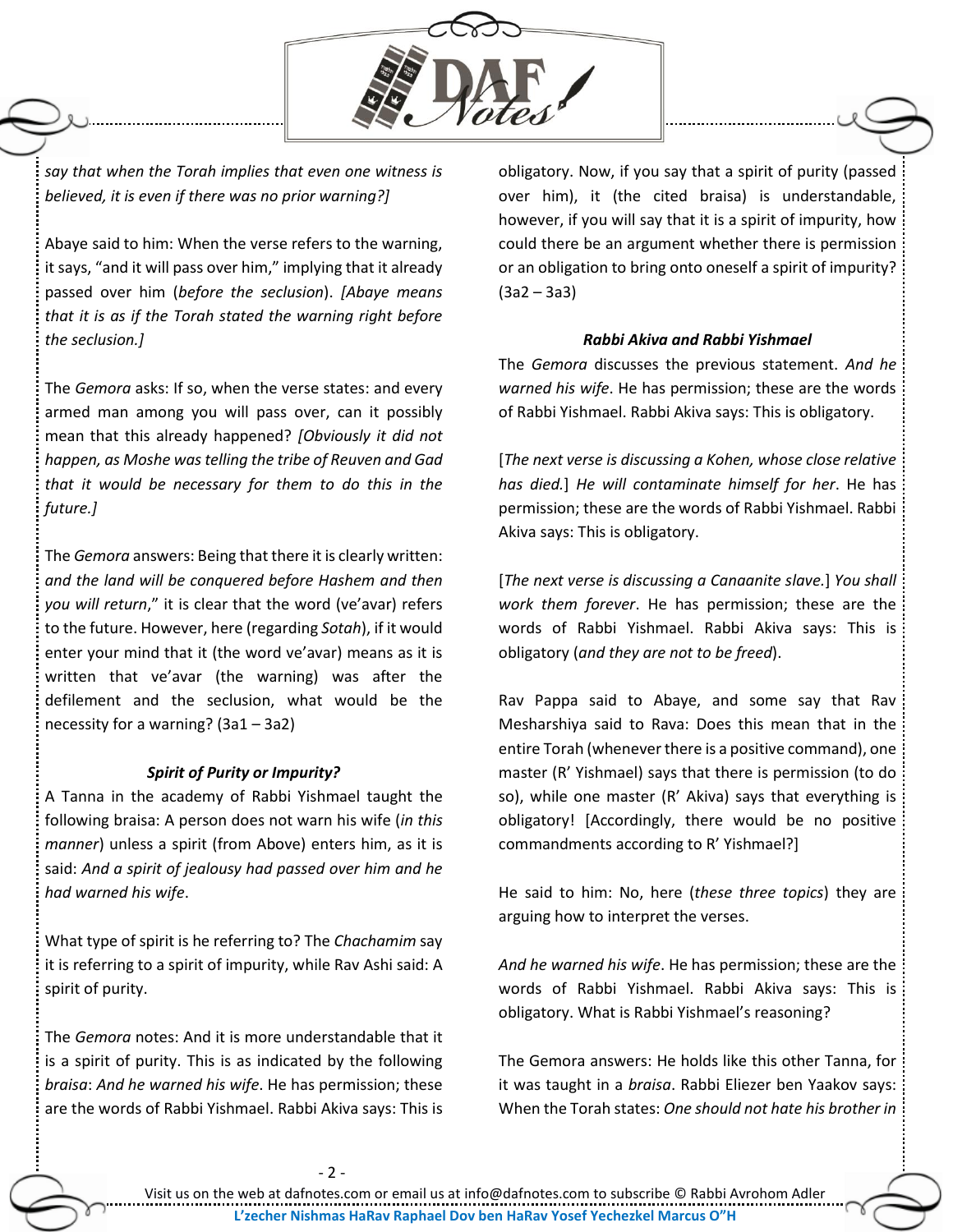*say that when the Torah implies that even one witness is believed, it is even if there was no prior warning?]*

Abaye said to him: When the verse refers to the warning, it says, "and it will pass over him," implying that it already passed over him (*before the seclusion*). *[Abaye means that it is as if the Torah stated the warning right before the seclusion.]*

The *Gemora* asks: If so, when the verse states: and every armed man among you will pass over, can it possibly mean that this already happened? *[Obviously it did not happen, as Moshe was telling the tribe of Reuven and Gad that it would be necessary for them to do this in the future.]*

The *Gemora* answers: Being that there it is clearly written: *and the land will be conquered before Hashem and then you will return*," it is clear that the word (ve'avar) refers to the future. However, here (regarding *Sotah*), if it would enter your mind that it (the word ve'avar) means as it is written that ve'avar (the warning) was after the defilement and the seclusion, what would be the necessity for a warning? (3a1 – 3a2)

### *Spirit of Purity or Impurity?*

A Tanna in the academy of Rabbi Yishmael taught the following braisa: A person does not warn his wife (*in this manner*) unless a spirit (from Above) enters him, as it is said: *And a spirit of jealousy had passed over him and he had warned his wife*.

What type of spirit is he referring to? The *Chachamim* say it is referring to a spirit of impurity, while Rav Ashi said: A spirit of purity.

The *Gemora* notes: And it is more understandable that it is a spirit of purity. This is as indicated by the following *braisa*: *And he warned his wife*. He has permission; these are the words of Rabbi Yishmael. Rabbi Akiva says: This is obligatory. Now, if you say that a spirit of purity (passed over him), it (the cited braisa) is understandable, however, if you will say that it is a spirit of impurity, how could there be an argument whether there is permission or an obligation to bring onto oneself a spirit of impurity? (3a2 – 3a3)

### *Rabbi Akiva and Rabbi Yishmael*

The *Gemora* discusses the previous statement. *And he warned his wife*. He has permission; these are the words of Rabbi Yishmael. Rabbi Akiva says: This is obligatory.

[*The next verse is discussing a Kohen, whose close relative has died.*] *He will contaminate himself for her*. He has permission; these are the words of Rabbi Yishmael. Rabbi Akiva says: This is obligatory.

[*The next verse is discussing a Canaanite slave.*] *You shall work them forever*. He has permission; these are the words of Rabbi Yishmael. Rabbi Akiva says: This is obligatory (*and they are not to be freed*).

Rav Pappa said to Abaye, and some say that Rav Mesharshiya said to Rava: Does this mean that in the entire Torah (whenever there is a positive command), one master (R' Yishmael) says that there is permission (to do so), while one master (R' Akiva) says that everything is obligatory! [Accordingly, there would be no positive commandments according to R' Yishmael?]

He said to him: No, here (*these three topics*) they are arguing how to interpret the verses.

*And he warned his wife*. He has permission; these are the words of Rabbi Yishmael. Rabbi Akiva says: This is obligatory. What is Rabbi Yishmael's reasoning?

The Gemora answers: He holds like this other Tanna, for it was taught in a *braisa*. Rabbi Eliezer ben Yaakov says: When the Torah states: *One should not hate his brother in*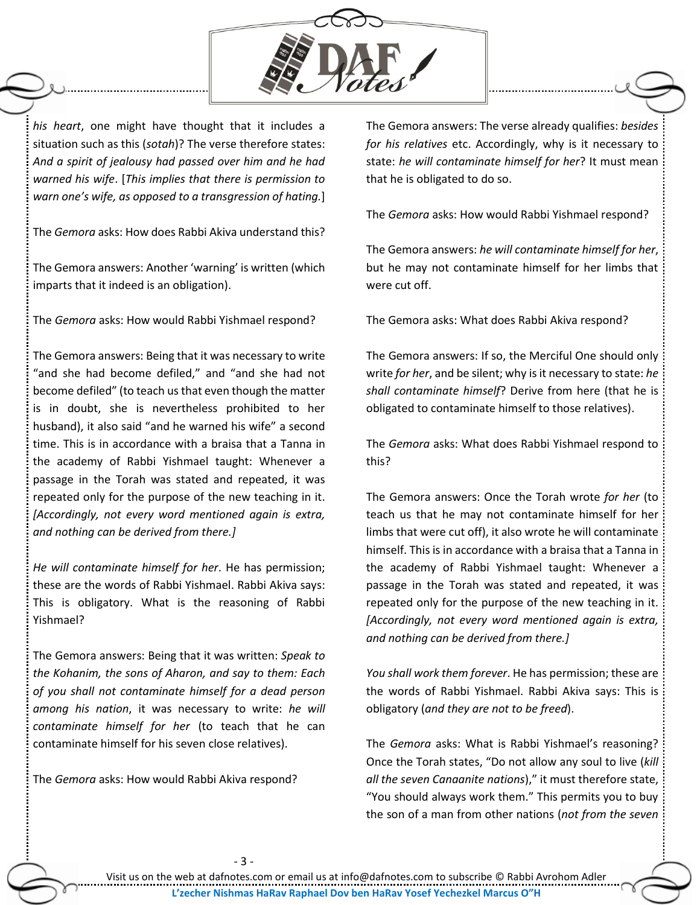*his heart*, one might have thought that it includes a situation such as this (*sotah*)? The verse therefore states: *And a spirit of jealousy had passed over him and he had warned his wife*. [*This implies that there is permission to warn one's wife, as opposed to a transgression of hating.*]

The *Gemora* asks: How does Rabbi Akiva understand this?

The Gemora answers: Another 'warning' is written (which imparts that it indeed is an obligation).

The *Gemora* asks: How would Rabbi Yishmael respond?

The Gemora answers: Being that it was necessary to write "and she had become defiled," and "and she had not become defiled" (to teach us that even though the matter is in doubt, she is nevertheless prohibited to her husband), it also said "and he warned his wife" a second time. This is in accordance with a braisa that a Tanna in the academy of Rabbi Yishmael taught: Whenever a passage in the Torah was stated and repeated, it was repeated only for the purpose of the new teaching in it. *[Accordingly, not every word mentioned again is extra, and nothing can be derived from there.]*

*He will contaminate himself for her*. He has permission; these are the words of Rabbi Yishmael. Rabbi Akiva says: This is obligatory. What is the reasoning of Rabbi Yishmael?

The Gemora answers: Being that it was written: *Speak to the Kohanim, the sons of Aharon, and say to them: Each of you shall not contaminate himself for a dead person among his nation*, it was necessary to write: *he will contaminate himself for her* (to teach that he can contaminate himself for his seven close relatives).

The *Gemora* asks: How would Rabbi Akiva respond?

The Gemora answers: The verse already qualifies: *besides for his relatives* etc. Accordingly, why is it necessary to state: *he will contaminate himself for her*? It must mean that he is obligated to do so.

The *Gemora* asks: How would Rabbi Yishmael respond?

The Gemora answers: *he will contaminate himself for her*, but he may not contaminate himself for her limbs that were cut off.

The Gemora asks: What does Rabbi Akiva respond?

The Gemora answers: If so, the Merciful One should only write *for her*, and be silent; why is it necessary to state: *he shall contaminate himself*? Derive from here (that he is obligated to contaminate himself to those relatives).

The *Gemora* asks: What does Rabbi Yishmael respond to this?

The Gemora answers: Once the Torah wrote *for her* (to teach us that he may not contaminate himself for her limbs that were cut off), it also wrote he will contaminate himself. This is in accordance with a braisa that a Tanna in the academy of Rabbi Yishmael taught: Whenever a passage in the Torah was stated and repeated, it was repeated only for the purpose of the new teaching in it. *[Accordingly, not every word mentioned again is extra, and nothing can be derived from there.]*

*You shall work them forever*. He has permission; these are the words of Rabbi Yishmael. Rabbi Akiva says: This is obligatory (*and they are not to be freed*).

The *Gemora* asks: What is Rabbi Yishmael's reasoning? Once the Torah states, "Do not allow any soul to live (*kill all the seven Canaanite nations*)," it must therefore state, "You should always work them." This permits you to buy the son of a man from other nations (*not from the seven*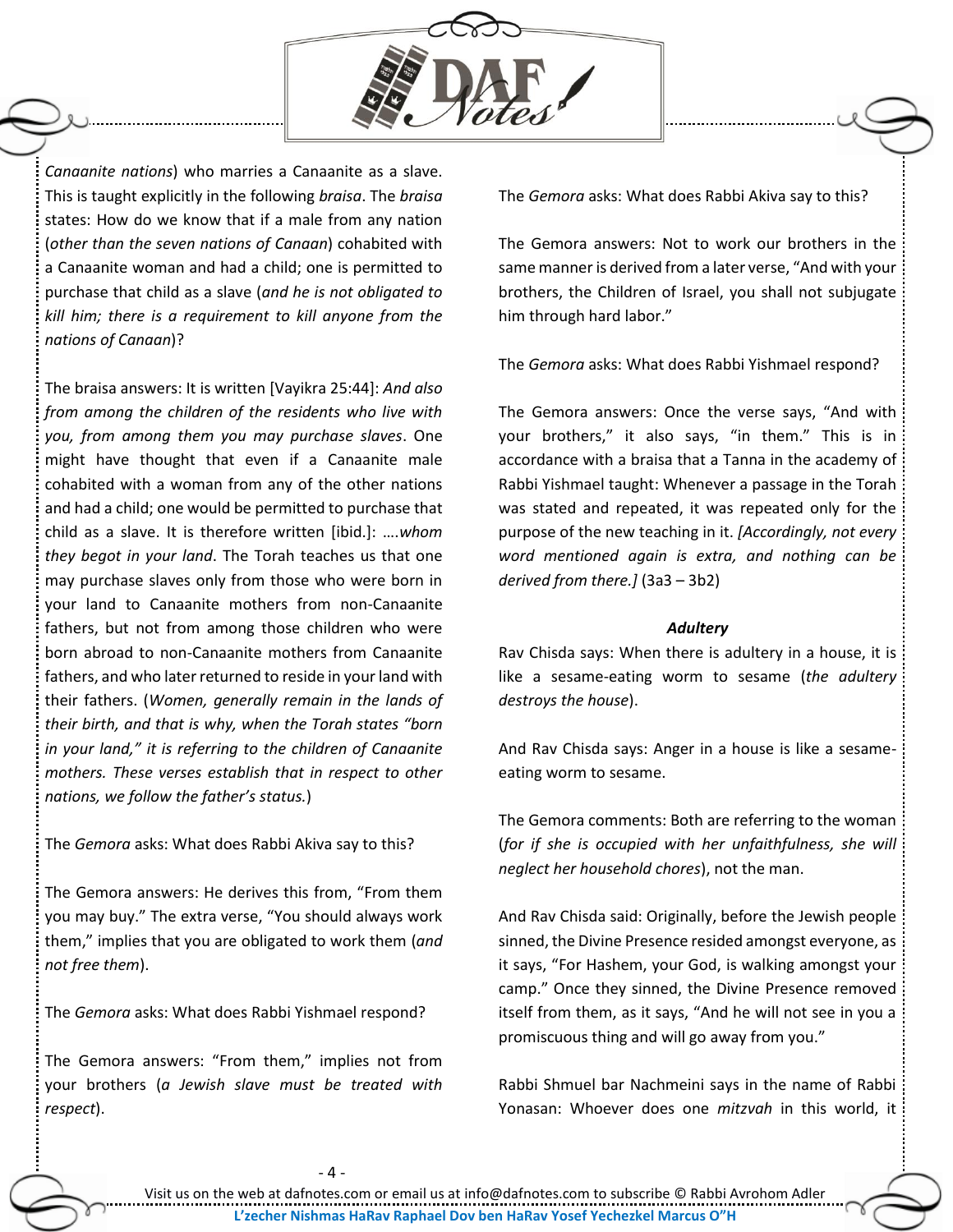*Canaanite nations*) who marries a Canaanite as a slave. This is taught explicitly in the following *braisa*. The *braisa* states: How do we know that if a male from any nation (*other than the seven nations of Canaan*) cohabited with a Canaanite woman and had a child; one is permitted to purchase that child as a slave (*and he is not obligated to kill him; there is a requirement to kill anyone from the nations of Canaan*)?

The braisa answers: It is written [Vayikra 25:44]: *And also from among the children of the residents who live with you, from among them you may purchase slaves*. One might have thought that even if a Canaanite male cohabited with a woman from any of the other nations and had a child; one would be permitted to purchase that child as a slave. It is therefore written [ibid.]: ….*whom they begot in your land*. The Torah teaches us that one may purchase slaves only from those who were born in your land to Canaanite mothers from non-Canaanite fathers, but not from among those children who were born abroad to non-Canaanite mothers from Canaanite fathers, and who later returned to reside in your land with their fathers. (*Women, generally remain in the lands of their birth, and that is why, when the Torah states "born in your land," it is referring to the children of Canaanite mothers. These verses establish that in respect to other nations, we follow the father's status.*)

The *Gemora* asks: What does Rabbi Akiva say to this?

The Gemora answers: He derives this from, "From them you may buy." The extra verse, "You should always work them," implies that you are obligated to work them (*and not free them*).

The *Gemora* asks: What does Rabbi Yishmael respond?

The Gemora answers: "From them," implies not from your brothers (*a Jewish slave must be treated with respect*).

The *Gemora* asks: What does Rabbi Akiva say to this?

The Gemora answers: Not to work our brothers in the same manner is derived from a later verse, "And with your brothers, the Children of Israel, you shall not subjugate him through hard labor."

The *Gemora* asks: What does Rabbi Yishmael respond?

The Gemora answers: Once the verse says, "And with your brothers," it also says, "in them." This is in accordance with a braisa that a Tanna in the academy of Rabbi Yishmael taught: Whenever a passage in the Torah was stated and repeated, it was repeated only for the purpose of the new teaching in it. *[Accordingly, not every word mentioned again is extra, and nothing can be derived from there.]* (3a3 – 3b2)

### *Adultery*

Rav Chisda says: When there is adultery in a house, it is like a sesame-eating worm to sesame (*the adultery destroys the house*).

And Rav Chisda says: Anger in a house is like a sesame-eating worm to sesame.

The Gemora comments: Both are referring to the woman (*for if she is occupied with her unfaithfulness, she will neglect her household chores*), not the man.

And Rav Chisda said: Originally, before the Jewish people sinned, the Divine Presence resided amongst everyone, as it says, "For Hashem, your God, is walking amongst your camp." Once they sinned, the Divine Presence removed itself from them, as it says, "And he will not see in you a promiscuous thing and will go away from you."

Rabbi Shmuel bar Nachmeini says in the name of Rabbi Yonasan: Whoever does one *mitzvah* in this world, it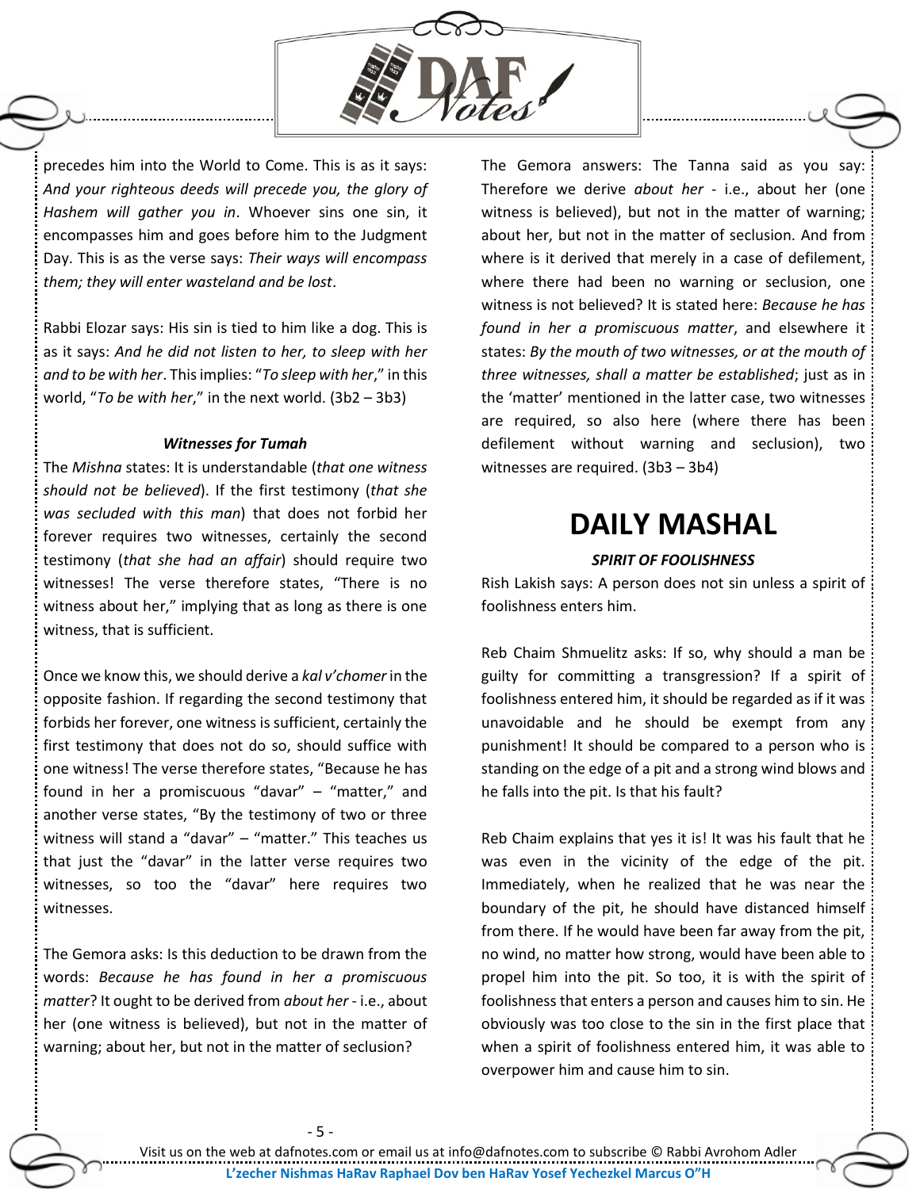precedes him into the World to Come. This is as it says: *And your righteous deeds will precede you, the glory of Hashem will gather you in*. Whoever sins one sin, it encompasses him and goes before him to the Judgment Day. This is as the verse says: *Their ways will encompass them; they will enter wasteland and be lost*.

Rabbi Elozar says: His sin is tied to him like a dog. This is as it says: *And he did not listen to her, to sleep with her and to be with her*. This implies: "*To sleep with her*," in this world, "*To be with her*," in the next world. (3b2 – 3b3)

***Witnesses for Tumah***

The *Mishna* states: It is understandable (*that one witness should not be believed*). If the first testimony (*that she was secluded with this man*) that does not forbid her forever requires two witnesses, certainly the second testimony (*that she had an affair*) should require two witnesses! The verse therefore states, "There is no witness about her," implying that as long as there is one witness, that is sufficient.

Once we know this, we should derive a *kal v'chomer* in the opposite fashion. If regarding the second testimony that forbids her forever, one witness is sufficient, certainly the first testimony that does not do so, should suffice with one witness! The verse therefore states, "Because he has found in her a promiscuous "davar" – "matter," and another verse states, "By the testimony of two or three witness will stand a "davar" – "matter." This teaches us that just the "davar" in the latter verse requires two witnesses, so too the "davar" here requires two witnesses.

The Gemora asks: Is this deduction to be drawn from the words: *Because he has found in her a promiscuous matter*? It ought to be derived from *about her* - i.e., about her (one witness is believed), but not in the matter of warning; about her, but not in the matter of seclusion?

The Gemora answers: The Tanna said as you say: Therefore we derive *about her* - i.e., about her (one witness is believed), but not in the matter of warning; about her, but not in the matter of seclusion. And from where is it derived that merely in a case of defilement, where there had been no warning or seclusion, one witness is not believed? It is stated here: *Because he has found in her a promiscuous matter*, and elsewhere it states: *By the mouth of two witnesses, or at the mouth of three witnesses, shall a matter be established*; just as in the 'matter' mentioned in the latter case, two witnesses are required, so also here (where there has been defilement without warning and seclusion), two witnesses are required. (3b3 – 3b4)

# DAILY MASHAL

***SPIRIT OF FOOLISHNESS***

Rish Lakish says: A person does not sin unless a spirit of foolishness enters him.

Reb Chaim Shmuelitz asks: If so, why should a man be guilty for committing a transgression? If a spirit of foolishness entered him, it should be regarded as if it was unavoidable and he should be exempt from any punishment! It should be compared to a person who is standing on the edge of a pit and a strong wind blows and he falls into the pit. Is that his fault?

Reb Chaim explains that yes it is! It was his fault that he was even in the vicinity of the edge of the pit. Immediately, when he realized that he was near the boundary of the pit, he should have distanced himself from there. If he would have been far away from the pit, no wind, no matter how strong, would have been able to propel him into the pit. So too, it is with the spirit of foolishness that enters a person and causes him to sin. He obviously was too close to the sin in the first place that when a spirit of foolishness entered him, it was able to overpower him and cause him to sin.